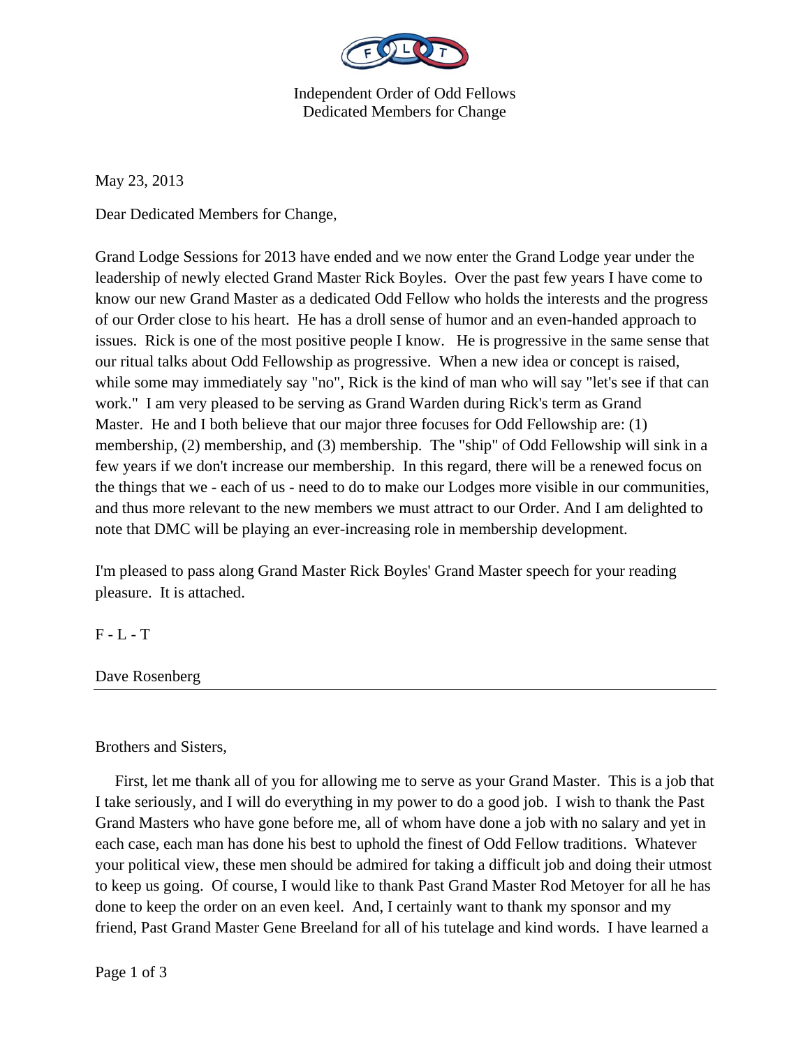Independent Order of Odd Fellows
Dedicated Members for Change

May 23, 2013

Dear Dedicated Members for Change,

Grand Lodge Sessions for 2013 have ended and we now enter the Grand Lodge year under the leadership of newly elected Grand Master Rick Boyles. Over the past few years I have come to know our new Grand Master as a dedicated Odd Fellow who holds the interests and the progress of our Order close to his heart. He has a droll sense of humor and an even-handed approach to issues. Rick is one of the most positive people I know. He is progressive in the same sense that our ritual talks about Odd Fellowship as progressive. When a new idea or concept is raised, while some may immediately say "no", Rick is the kind of man who will say "let's see if that can work." I am very pleased to be serving as Grand Warden during Rick's term as Grand Master. He and I both believe that our major three focuses for Odd Fellowship are: (1) membership, (2) membership, and (3) membership. The "ship" of Odd Fellowship will sink in a few years if we don't increase our membership. In this regard, there will be a renewed focus on the things that we - each of us - need to do to make our Lodges more visible in our communities, and thus more relevant to the new members we must attract to our Order. And I am delighted to note that DMC will be playing an ever-increasing role in membership development.

I'm pleased to pass along Grand Master Rick Boyles' Grand Master speech for your reading pleasure. It is attached.

F - L - T

Dave Rosenberg

---

Brothers and Sisters,

First, let me thank all of you for allowing me to serve as your Grand Master. This is a job that I take seriously, and I will do everything in my power to do a good job. I wish to thank the Past Grand Masters who have gone before me, all of whom have done a job with no salary and yet in each case, each man has done his best to uphold the finest of Odd Fellow traditions. Whatever your political view, these men should be admired for taking a difficult job and doing their utmost to keep us going. Of course, I would like to thank Past Grand Master Rod Metoyer for all he has done to keep the order on an even keel. And, I certainly want to thank my sponsor and my friend, Past Grand Master Gene Breeland for all of his tutelage and kind words. I have learned a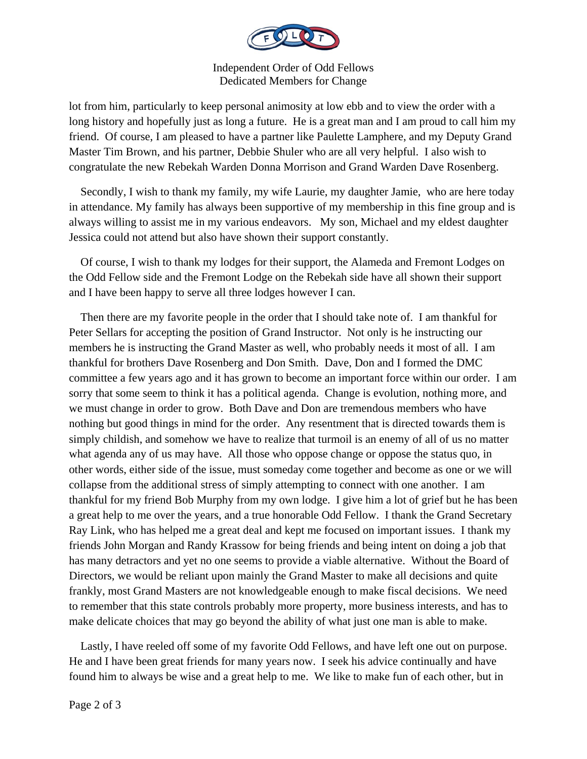lot from him, particularly to keep personal animosity at low ebb and to view the order with a long history and hopefully just as long a future. He is a great man and I am proud to call him my friend. Of course, I am pleased to have a partner like Paulette Lamphere, and my Deputy Grand Master Tim Brown, and his partner, Debbie Shuler who are all very helpful. I also wish to congratulate the new Rebekah Warden Donna Morrison and Grand Warden Dave Rosenberg.

Secondly, I wish to thank my family, my wife Laurie, my daughter Jamie, who are here today in attendance. My family has always been supportive of my membership in this fine group and is always willing to assist me in my various endeavors. My son, Michael and my eldest daughter Jessica could not attend but also have shown their support constantly.

Of course, I wish to thank my lodges for their support, the Alameda and Fremont Lodges on the Odd Fellow side and the Fremont Lodge on the Rebekah side have all shown their support and I have been happy to serve all three lodges however I can.

Then there are my favorite people in the order that I should take note of. I am thankful for Peter Sellars for accepting the position of Grand Instructor. Not only is he instructing our members he is instructing the Grand Master as well, who probably needs it most of all. I am thankful for brothers Dave Rosenberg and Don Smith. Dave, Don and I formed the DMC committee a few years ago and it has grown to become an important force within our order. I am sorry that some seem to think it has a political agenda. Change is evolution, nothing more, and we must change in order to grow. Both Dave and Don are tremendous members who have nothing but good things in mind for the order. Any resentment that is directed towards them is simply childish, and somehow we have to realize that turmoil is an enemy of all of us no matter what agenda any of us may have. All those who oppose change or oppose the status quo, in other words, either side of the issue, must someday come together and become as one or we will collapse from the additional stress of simply attempting to connect with one another. I am thankful for my friend Bob Murphy from my own lodge. I give him a lot of grief but he has been a great help to me over the years, and a true honorable Odd Fellow. I thank the Grand Secretary Ray Link, who has helped me a great deal and kept me focused on important issues. I thank my friends John Morgan and Randy Krassow for being friends and being intent on doing a job that has many detractors and yet no one seems to provide a viable alternative. Without the Board of Directors, we would be reliant upon mainly the Grand Master to make all decisions and quite frankly, most Grand Masters are not knowledgeable enough to make fiscal decisions. We need to remember that this state controls probably more property, more business interests, and has to make delicate choices that may go beyond the ability of what just one man is able to make.

Lastly, I have reeled off some of my favorite Odd Fellows, and have left one out on purpose. He and I have been great friends for many years now. I seek his advice continually and have found him to always be wise and a great help to me. We like to make fun of each other, but in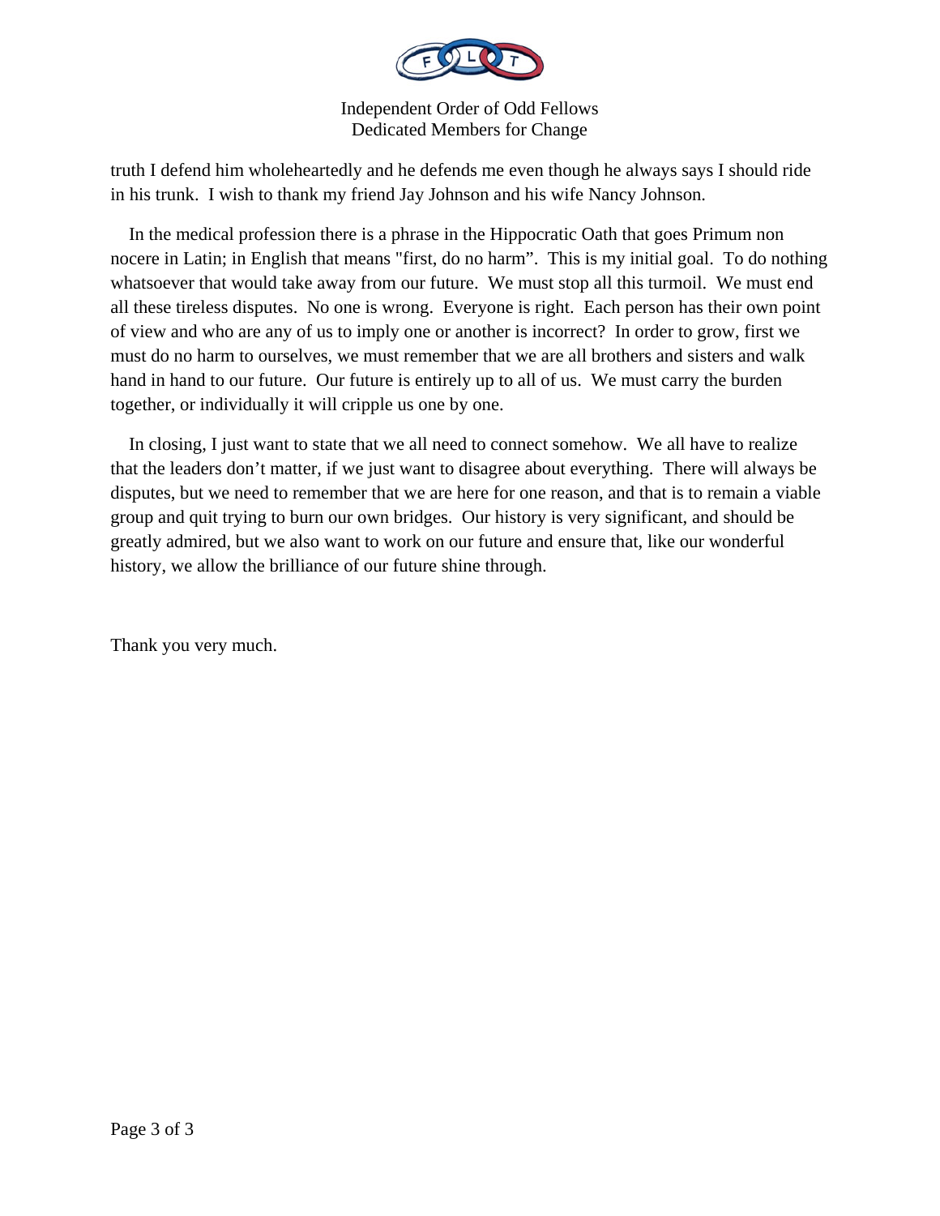truth I defend him wholeheartedly and he defends me even though he always says I should ride in his trunk. I wish to thank my friend Jay Johnson and his wife Nancy Johnson.

In the medical profession there is a phrase in the Hippocratic Oath that goes Primum non nocere in Latin; in English that means "first, do no harm". This is my initial goal. To do nothing whatsoever that would take away from our future. We must stop all this turmoil. We must end all these tireless disputes. No one is wrong. Everyone is right. Each person has their own point of view and who are any of us to imply one or another is incorrect? In order to grow, first we must do no harm to ourselves, we must remember that we are all brothers and sisters and walk hand in hand to our future. Our future is entirely up to all of us. We must carry the burden together, or individually it will cripple us one by one.

In closing, I just want to state that we all need to connect somehow. We all have to realize that the leaders don't matter, if we just want to disagree about everything. There will always be disputes, but we need to remember that we are here for one reason, and that is to remain a viable group and quit trying to burn our own bridges. Our history is very significant, and should be greatly admired, but we also want to work on our future and ensure that, like our wonderful history, we allow the brilliance of our future shine through.

Thank you very much.